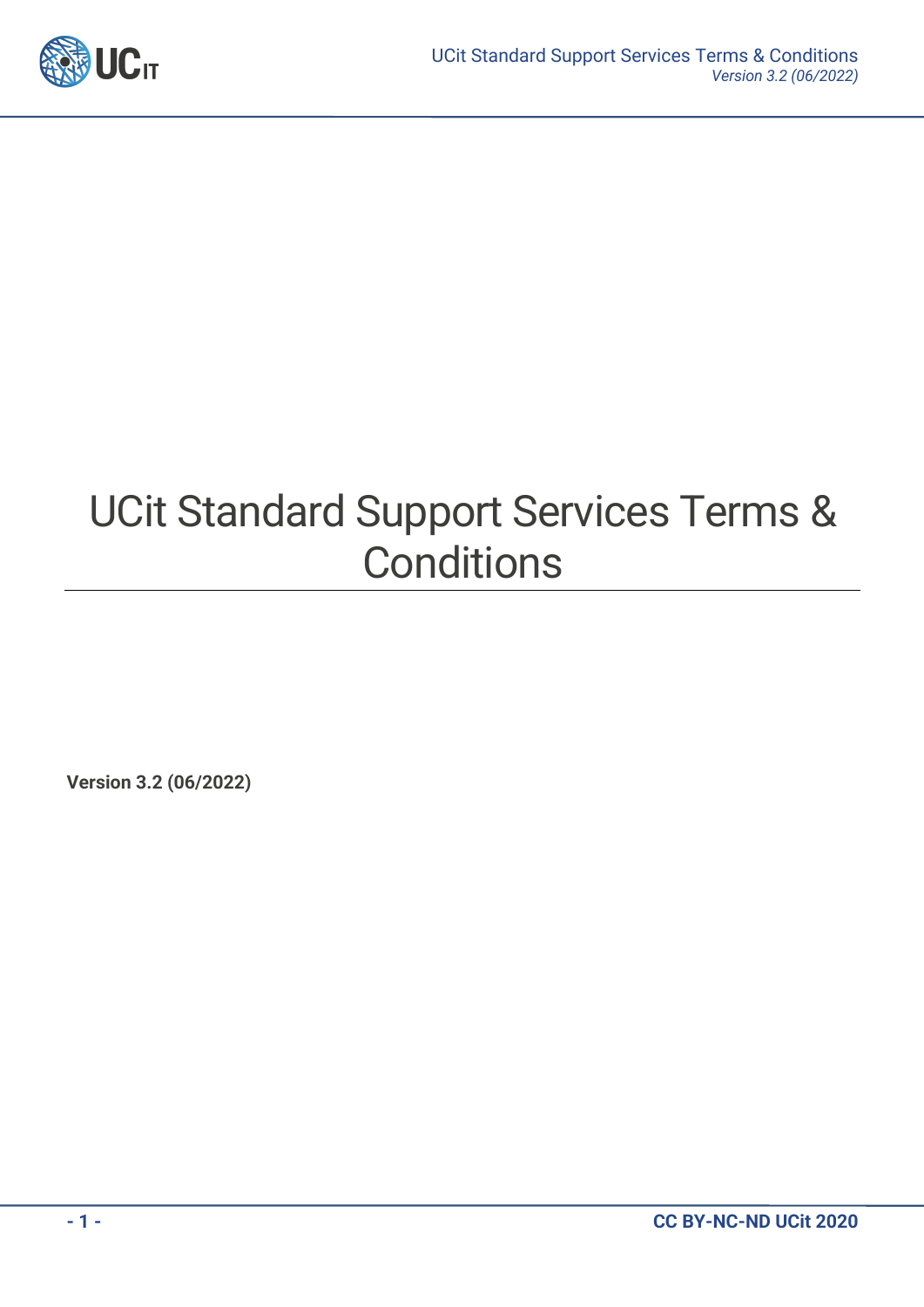# UCit Standard Support Services Terms & Conditions

**Version 3.2 (06/2022)**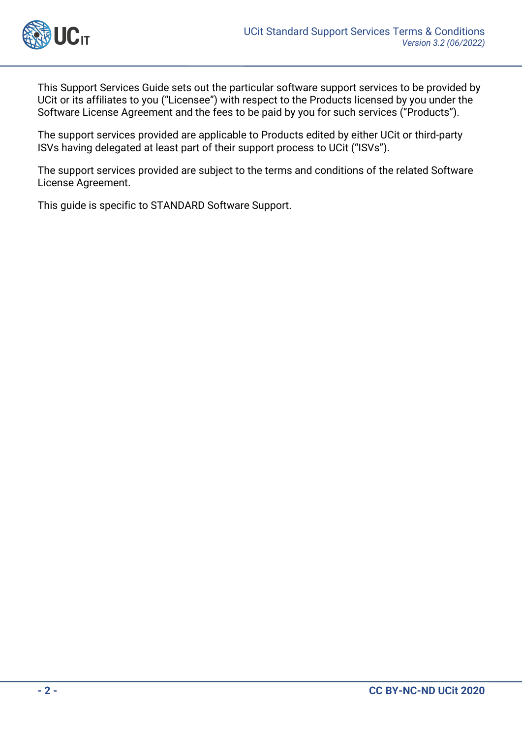This Support Services Guide sets out the particular software support services to be provided by UCit or its affiliates to you ("Licensee") with respect to the Products licensed by you under the Software License Agreement and the fees to be paid by you for such services ("Products").

The support services provided are applicable to Products edited by either UCit or third-party ISVs having delegated at least part of their support process to UCit ("ISVs").

The support services provided are subject to the terms and conditions of the related Software License Agreement.

This guide is specific to STANDARD Software Support.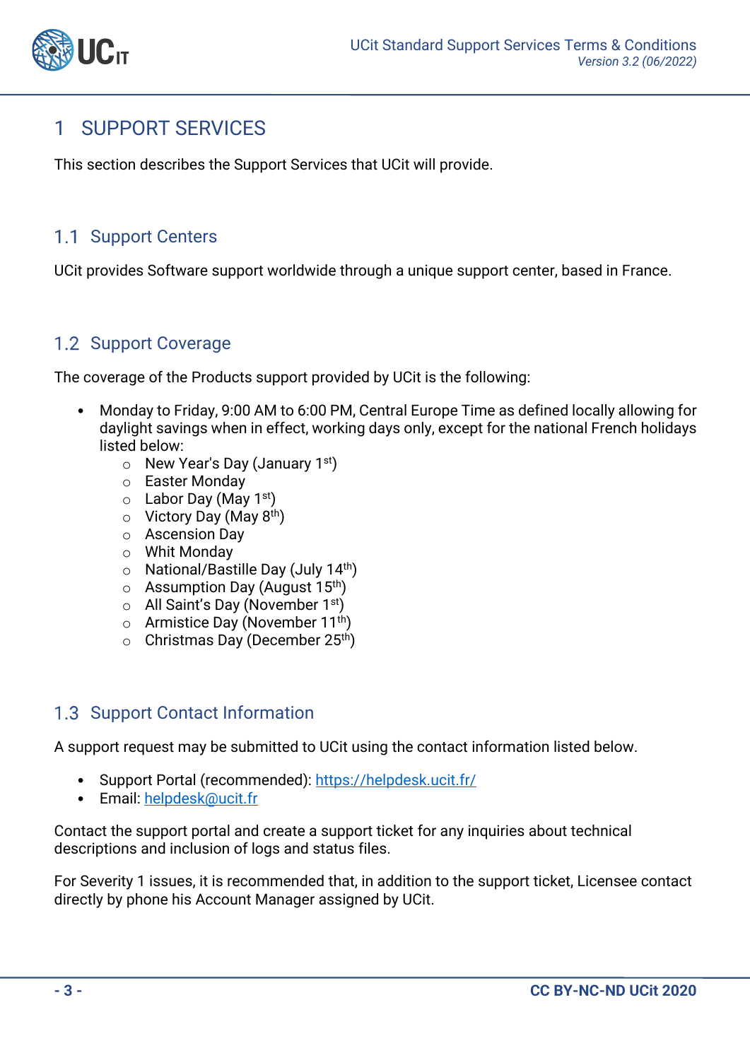# 1 SUPPORT SERVICES

This section describes the Support Services that UCit will provide.

## 1.1 Support Centers

UCit provides Software support worldwide through a unique support center, based in France.

## 1.2 Support Coverage

The coverage of the Products support provided by UCit is the following:

- Monday to Friday, 9:00 AM to 6:00 PM, Central Europe Time as defined locally allowing for daylight savings when in effect, working days only, except for the national French holidays listed below:
  - New Year's Day (January 1st)
  - Easter Monday
  - Labor Day (May 1st)
  - Victory Day (May 8th)
  - Ascension Day
  - Whit Monday
  - National/Bastille Day (July 14th)
  - Assumption Day (August 15th)
  - All Saint's Day (November 1st)
  - Armistice Day (November 11th)
  - Christmas Day (December 25th)

## 1.3 Support Contact Information

A support request may be submitted to UCit using the contact information listed below.

- Support Portal (recommended): [https://helpdesk.ucit.fr/](https://helpdesk.ucit.fr/)
- Email: [helpdesk@ucit.fr](mailto:helpdesk@ucit.fr)

Contact the support portal and create a support ticket for any inquiries about technical descriptions and inclusion of logs and status files.

For Severity 1 issues, it is recommended that, in addition to the support ticket, Licensee contact directly by phone his Account Manager assigned by UCit.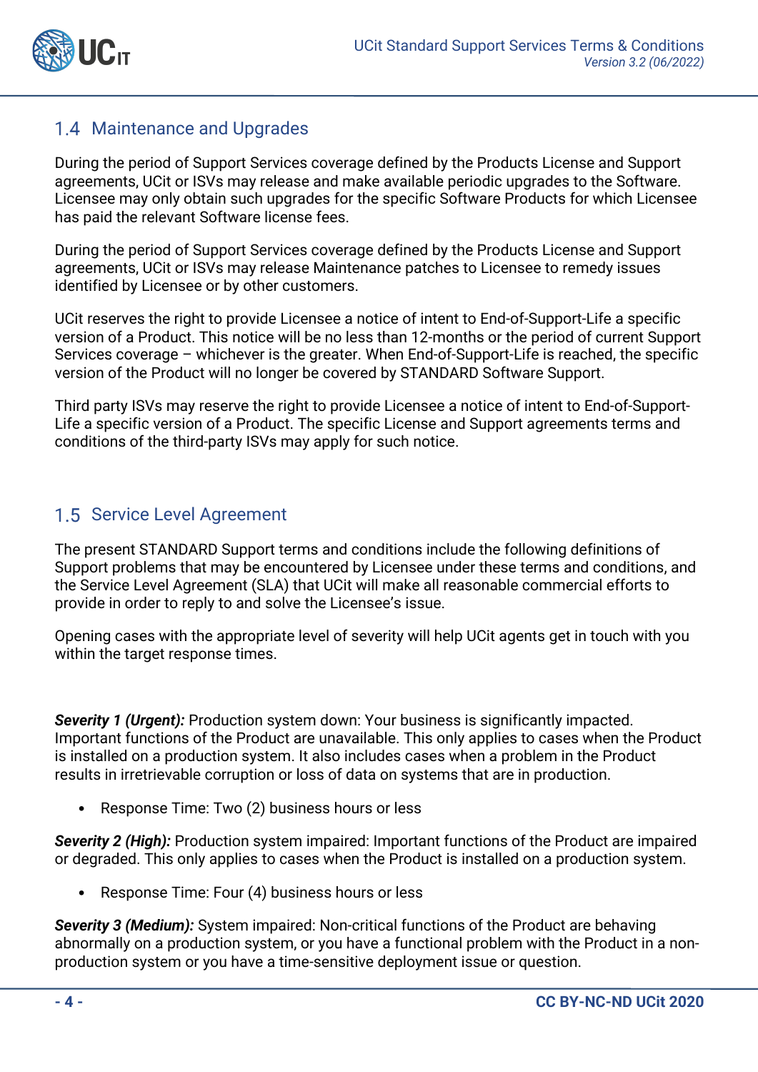## 1.4 Maintenance and Upgrades

During the period of Support Services coverage defined by the Products License and Support agreements, UCit or ISVs may release and make available periodic upgrades to the Software. Licensee may only obtain such upgrades for the specific Software Products for which Licensee has paid the relevant Software license fees.

During the period of Support Services coverage defined by the Products License and Support agreements, UCit or ISVs may release Maintenance patches to Licensee to remedy issues identified by Licensee or by other customers.

UCit reserves the right to provide Licensee a notice of intent to End-of-Support-Life a specific version of a Product. This notice will be no less than 12-months or the period of current Support Services coverage – whichever is the greater. When End-of-Support-Life is reached, the specific version of the Product will no longer be covered by STANDARD Software Support.

Third party ISVs may reserve the right to provide Licensee a notice of intent to End-of-Support-Life a specific version of a Product. The specific License and Support agreements terms and conditions of the third-party ISVs may apply for such notice.

## 1.5 Service Level Agreement

The present STANDARD Support terms and conditions include the following definitions of Support problems that may be encountered by Licensee under these terms and conditions, and the Service Level Agreement (SLA) that UCit will make all reasonable commercial efforts to provide in order to reply to and solve the Licensee's issue.

Opening cases with the appropriate level of severity will help UCit agents get in touch with you within the target response times.

***Severity 1 (Urgent):*** Production system down: Your business is significantly impacted. Important functions of the Product are unavailable. This only applies to cases when the Product is installed on a production system. It also includes cases when a problem in the Product results in irretrievable corruption or loss of data on systems that are in production.

- Response Time: Two (2) business hours or less

***Severity 2 (High):*** Production system impaired: Important functions of the Product are impaired or degraded. This only applies to cases when the Product is installed on a production system.

- Response Time: Four (4) business hours or less

***Severity 3 (Medium):*** System impaired: Non-critical functions of the Product are behaving abnormally on a production system, or you have a functional problem with the Product in a non-production system or you have a time-sensitive deployment issue or question.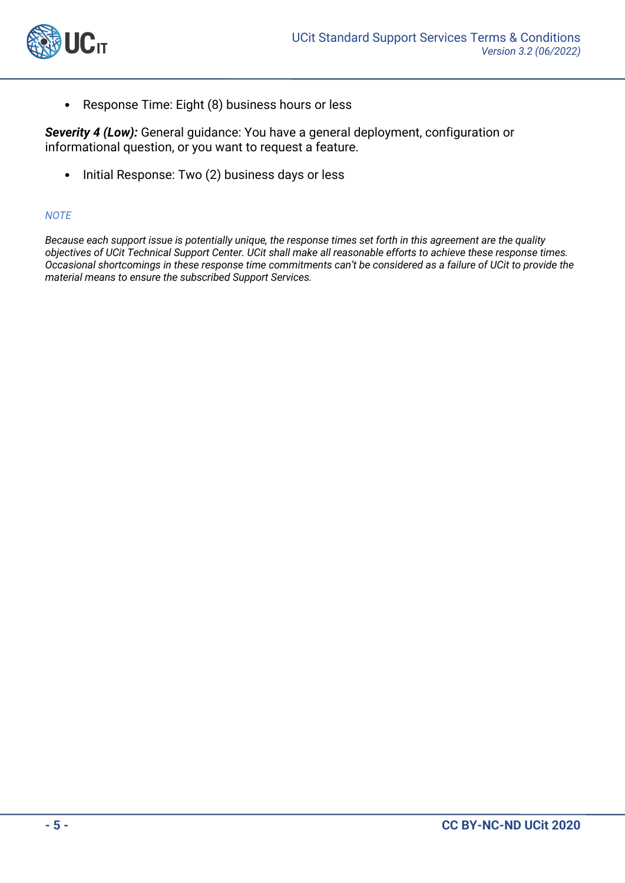- Response Time: Eight (8) business hours or less

***Severity 4 (Low):*** General guidance: You have a general deployment, configuration or informational question, or you want to request a feature.

- Initial Response: Two (2) business days or less

*NOTE*

*Because each support issue is potentially unique, the response times set forth in this agreement are the quality objectives of UCit Technical Support Center. UCit shall make all reasonable efforts to achieve these response times. Occasional shortcomings in these response time commitments can't be considered as a failure of UCit to provide the material means to ensure the subscribed Support Services.*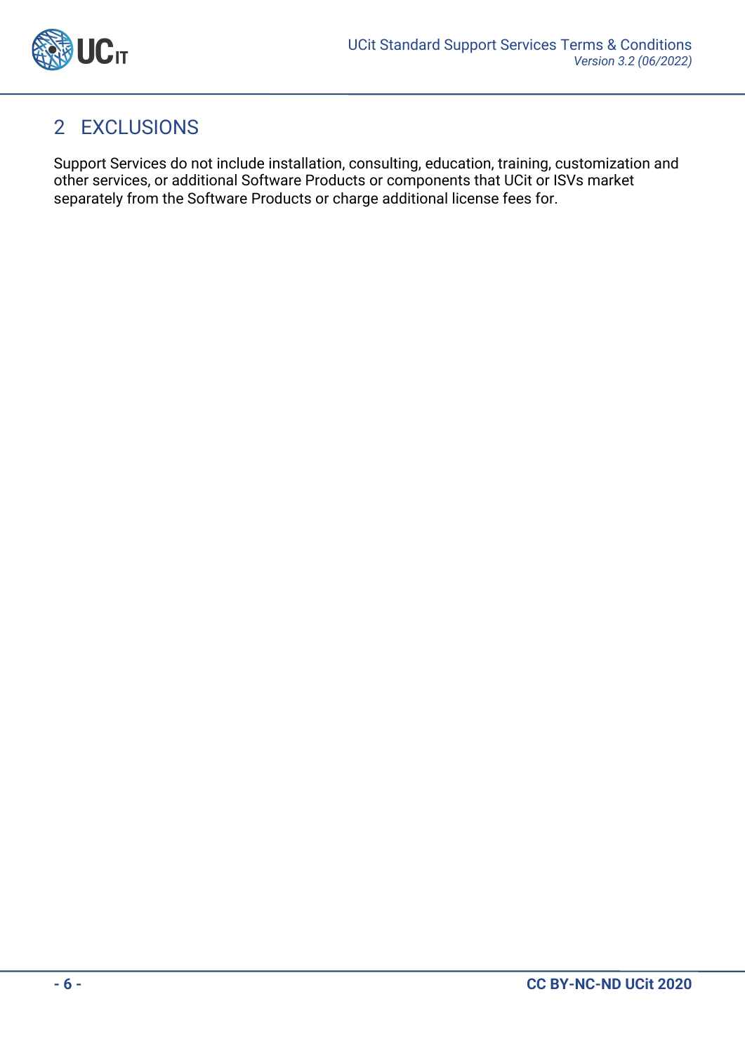# 2 EXCLUSIONS

Support Services do not include installation, consulting, education, training, customization and other services, or additional Software Products or components that UCit or ISVs market separately from the Software Products or charge additional license fees for.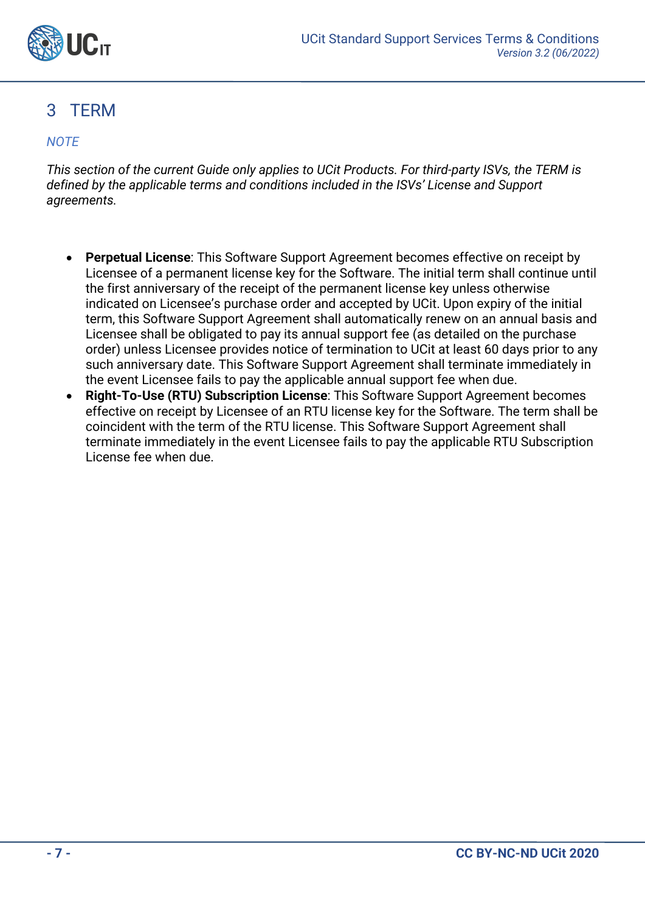# 3 TERM

*NOTE*

*This section of the current Guide only applies to UCit Products. For third-party ISVs, the TERM is defined by the applicable terms and conditions included in the ISVs' License and Support agreements.*

- **Perpetual License**: This Software Support Agreement becomes effective on receipt by Licensee of a permanent license key for the Software. The initial term shall continue until the first anniversary of the receipt of the permanent license key unless otherwise indicated on Licensee's purchase order and accepted by UCit. Upon expiry of the initial term, this Software Support Agreement shall automatically renew on an annual basis and Licensee shall be obligated to pay its annual support fee (as detailed on the purchase order) unless Licensee provides notice of termination to UCit at least 60 days prior to any such anniversary date. This Software Support Agreement shall terminate immediately in the event Licensee fails to pay the applicable annual support fee when due.
- **Right-To-Use (RTU) Subscription License**: This Software Support Agreement becomes effective on receipt by Licensee of an RTU license key for the Software. The term shall be coincident with the term of the RTU license. This Software Support Agreement shall terminate immediately in the event Licensee fails to pay the applicable RTU Subscription License fee when due.